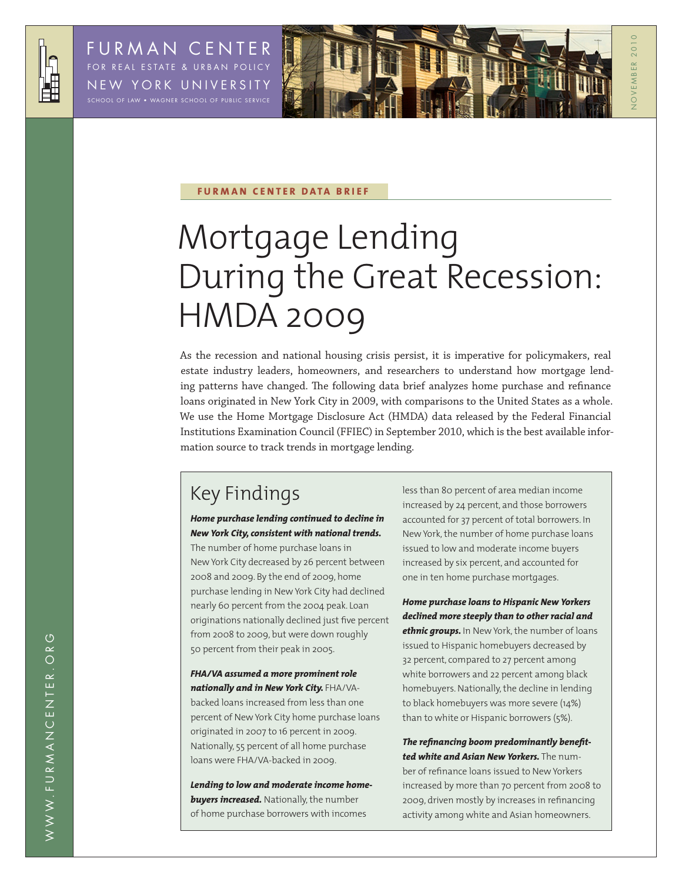FURMAN CENTER
FOR REAL ESTATE & URBAN POLICY
NEW YORK UNIVERSITY
SCHOOL OF LAW • WAGNER SCHOOL OF PUBLIC SERVICE

NOVEMBER 2010

**FURMAN CENTER DATA BRIEF**

# Mortgage Lending During the Great Recession: HMDA 2009

As the recession and national housing crisis persist, it is imperative for policymakers, real estate industry leaders, homeowners, and researchers to understand how mortgage lending patterns have changed. The following data brief analyzes home purchase and refinance loans originated in New York City in 2009, with comparisons to the United States as a whole. We use the Home Mortgage Disclosure Act (HMDA) data released by the Federal Financial Institutions Examination Council (FFIEC) in September 2010, which is the best available information source to track trends in mortgage lending.

## Key Findings

***Home purchase lending continued to decline in New York City, consistent with national trends.*** The number of home purchase loans in New York City decreased by 26 percent between 2008 and 2009. By the end of 2009, home purchase lending in New York City had declined nearly 60 percent from the 2004 peak. Loan originations nationally declined just five percent from 2008 to 2009, but were down roughly 50 percent from their peak in 2005.

***FHA/VA assumed a more prominent role nationally and in New York City.*** FHA/VA-backed loans increased from less than one percent of New York City home purchase loans originated in 2007 to 16 percent in 2009. Nationally, 55 percent of all home purchase loans were FHA/VA-backed in 2009.

***Lending to low and moderate income homebuyers increased.*** Nationally, the number of home purchase borrowers with incomes less than 80 percent of area median income increased by 24 percent, and those borrowers accounted for 37 percent of total borrowers. In New York, the number of home purchase loans issued to low and moderate income buyers increased by six percent, and accounted for one in ten home purchase mortgages.

***Home purchase loans to Hispanic New Yorkers declined more steeply than to other racial and ethnic groups.*** In New York, the number of loans issued to Hispanic homebuyers decreased by 32 percent, compared to 27 percent among white borrowers and 22 percent among black homebuyers. Nationally, the decline in lending to black homebuyers was more severe (14%) than to white or Hispanic borrowers (5%).

***The refinancing boom predominantly benefitted white and Asian New Yorkers.*** The number of refinance loans issued to New Yorkers increased by more than 70 percent from 2008 to 2009, driven mostly by increases in refinancing activity among white and Asian homeowners.

WWW.FURMANCENTER.ORG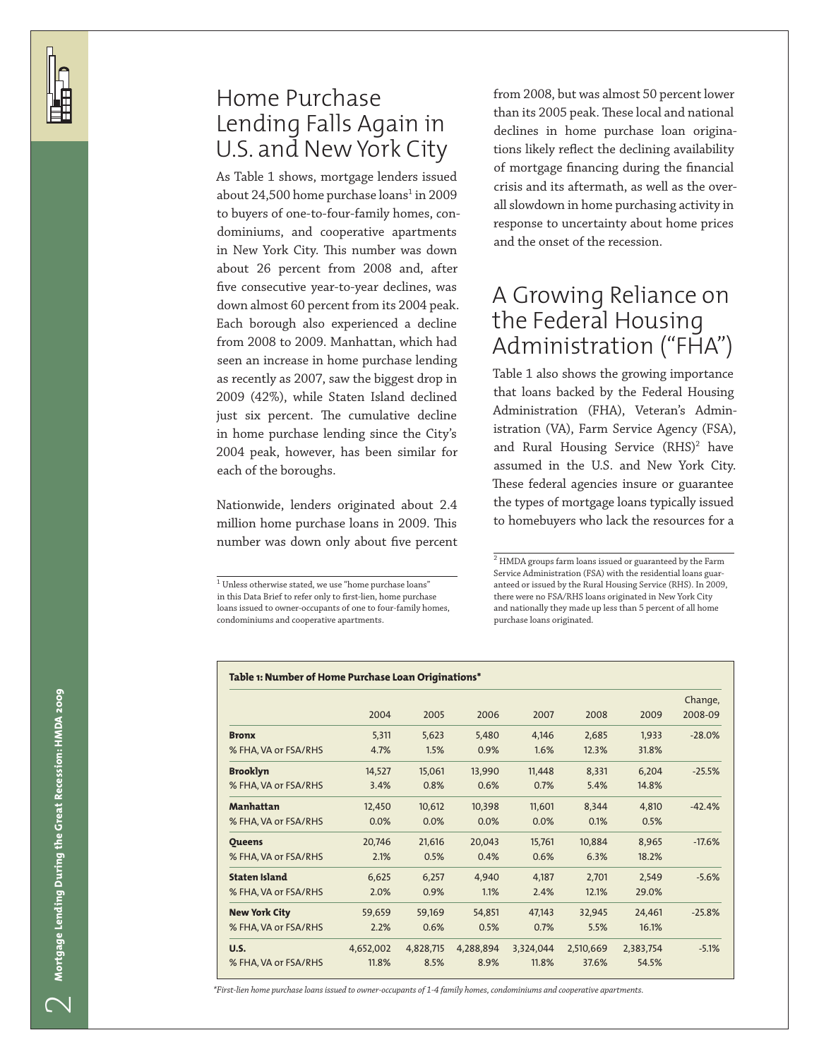## Home Purchase Lending Falls Again in U.S. and New York City

As Table 1 shows, mortgage lenders issued about 24,500 home purchase loans[1] in 2009 to buyers of one-to-four-family homes, condominiums, and cooperative apartments in New York City. This number was down about 26 percent from 2008 and, after five consecutive year-to-year declines, was down almost 60 percent from its 2004 peak. Each borough also experienced a decline from 2008 to 2009. Manhattan, which had seen an increase in home purchase lending as recently as 2007, saw the biggest drop in 2009 (42%), while Staten Island declined just six percent. The cumulative decline in home purchase lending since the City's 2004 peak, however, has been similar for each of the boroughs.

Nationwide, lenders originated about 2.4 million home purchase loans in 2009. This number was down only about five percent from 2008, but was almost 50 percent lower than its 2005 peak. These local and national declines in home purchase loan originations likely reflect the declining availability of mortgage financing during the financial crisis and its aftermath, as well as the overall slowdown in home purchasing activity in response to uncertainty about home prices and the onset of the recession.

[1] Unless otherwise stated, we use "home purchase loans" in this Data Brief to refer only to first-lien, home purchase loans issued to owner-occupants of one to four-family homes, condominiums and cooperative apartments.

## A Growing Reliance on the Federal Housing Administration ("FHA")

Table 1 also shows the growing importance that loans backed by the Federal Housing Administration (FHA), Veteran's Administration (VA), Farm Service Agency (FSA), and Rural Housing Service (RHS)[2] have assumed in the U.S. and New York City. These federal agencies insure or guarantee the types of mortgage loans typically issued to homebuyers who lack the resources for a

[2] HMDA groups farm loans issued or guaranteed by the Farm Service Administration (FSA) with the residential loans guaranteed or issued by the Rural Housing Service (RHS). In 2009, there were no FSA/RHS loans originated in New York City and nationally they made up less than 5 percent of all home purchase loans originated.

**Table 1: Number of Home Purchase Loan Originations***

| | 2004 | 2005 | 2006 | 2007 | 2008 | 2009 | Change, 2008-09 |
|---|---|---|---|---|---|---|---|
| **Bronx** | 5,311 | 5,623 | 5,480 | 4,146 | 2,685 | 1,933 | -28.0% |
| % FHA, VA or FSA/RHS | 4.7% | 1.5% | 0.9% | 1.6% | 12.3% | 31.8% | |
| **Brooklyn** | 14,527 | 15,061 | 13,990 | 11,448 | 8,331 | 6,204 | -25.5% |
| % FHA, VA or FSA/RHS | 3.4% | 0.8% | 0.6% | 0.7% | 5.4% | 14.8% | |
| **Manhattan** | 12,450 | 10,612 | 10,398 | 11,601 | 8,344 | 4,810 | -42.4% |
| % FHA, VA or FSA/RHS | 0.0% | 0.0% | 0.0% | 0.0% | 0.1% | 0.5% | |
| **Queens** | 20,746 | 21,616 | 20,043 | 15,761 | 10,884 | 8,965 | -17.6% |
| % FHA, VA or FSA/RHS | 2.1% | 0.5% | 0.4% | 0.6% | 6.3% | 18.2% | |
| **Staten Island** | 6,625 | 6,257 | 4,940 | 4,187 | 2,701 | 2,549 | -5.6% |
| % FHA, VA or FSA/RHS | 2.0% | 0.9% | 1.1% | 2.4% | 12.1% | 29.0% | |
| **New York City** | 59,659 | 59,169 | 54,851 | 47,143 | 32,945 | 24,461 | -25.8% |
| % FHA, VA or FSA/RHS | 2.2% | 0.6% | 0.5% | 0.7% | 5.5% | 16.1% | |
| **U.S.** | 4,652,002 | 4,828,715 | 4,288,894 | 3,324,044 | 2,510,669 | 2,383,754 | -5.1% |
| % FHA, VA or FSA/RHS | 11.8% | 8.5% | 8.9% | 11.8% | 37.6% | 54.5% | |

*\*First-lien home purchase loans issued to owner-occupants of 1-4 family homes, condominiums and cooperative apartments.*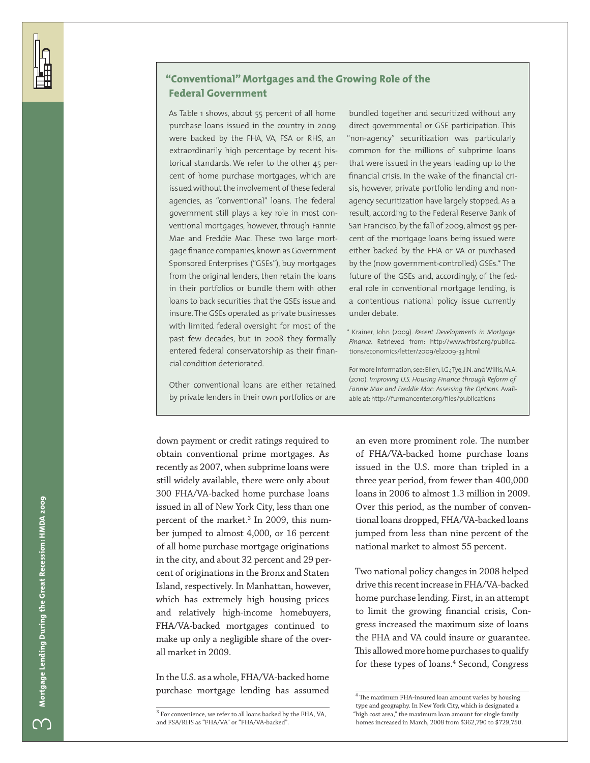## "Conventional" Mortgages and the Growing Role of the Federal Government

As Table 1 shows, about 55 percent of all home purchase loans issued in the country in 2009 were backed by the FHA, VA, FSA or RHS, an extraordinarily high percentage by recent historical standards. We refer to the other 45 percent of home purchase mortgages, which are issued without the involvement of these federal agencies, as "conventional" loans. The federal government still plays a key role in most conventional mortgages, however, through Fannie Mae and Freddie Mac. These two large mortgage finance companies, known as Government Sponsored Enterprises ("GSEs"), buy mortgages from the original lenders, then retain the loans in their portfolios or bundle them with other loans to back securities that the GSEs issue and insure. The GSEs operated as private businesses with limited federal oversight for most of the past few decades, but in 2008 they formally entered federal conservatorship as their financial condition deteriorated.

Other conventional loans are either retained by private lenders in their own portfolios or are bundled together and securitized without any direct governmental or GSE participation. This "non-agency" securitization was particularly common for the millions of subprime loans that were issued in the years leading up to the financial crisis. In the wake of the financial crisis, however, private portfolio lending and non-agency securitization have largely stopped. As a result, according to the Federal Reserve Bank of San Francisco, by the fall of 2009, almost 95 percent of the mortgage loans being issued were either backed by the FHA or VA or purchased by the (now government-controlled) GSEs.* The future of the GSEs and, accordingly, of the federal role in conventional mortgage lending, is a contentious national policy issue currently under debate.

\* Krainer, John (2009). *Recent Developments in Mortgage Finance*. Retrieved from: http://www.frbsf.org/publications/economics/letter/2009/el2009-33.html

For more information, see: Ellen, I.G.; Tye, J.N. and Willis, M.A. (2010). *Improving U.S. Housing Finance through Reform of Fannie Mae and Freddie Mac: Assessing the Options*. Available at: http://furmancenter.org/files/publications

down payment or credit ratings required to obtain conventional prime mortgages. As recently as 2007, when subprime loans were still widely available, there were only about 300 FHA/VA-backed home purchase loans issued in all of New York City, less than one percent of the market.[3] In 2009, this number jumped to almost 4,000, or 16 percent of all home purchase mortgage originations in the city, and about 32 percent and 29 percent of originations in the Bronx and Staten Island, respectively. In Manhattan, however, which has extremely high housing prices and relatively high-income homebuyers, FHA/VA-backed mortgages continued to make up only a negligible share of the overall market in 2009.

In the U.S. as a whole, FHA/VA-backed home purchase mortgage lending has assumed an even more prominent role. The number of FHA/VA-backed home purchase loans issued in the U.S. more than tripled in a three year period, from fewer than 400,000 loans in 2006 to almost 1.3 million in 2009. Over this period, as the number of conventional loans dropped, FHA/VA-backed loans jumped from less than nine percent of the national market to almost 55 percent.

Two national policy changes in 2008 helped drive this recent increase in FHA/VA-backed home purchase lending. First, in an attempt to limit the growing financial crisis, Congress increased the maximum size of loans the FHA and VA could insure or guarantee. This allowed more home purchases to qualify for these types of loans.[4] Second, Congress

[3] For convenience, we refer to all loans backed by the FHA, VA, and FSA/RHS as "FHA/VA" or "FHA/VA-backed".

[4] The maximum FHA-insured loan amount varies by housing type and geography. In New York City, which is designated a "high cost area," the maximum loan amount for single family homes increased in March, 2008 from $362,790 to $729,750.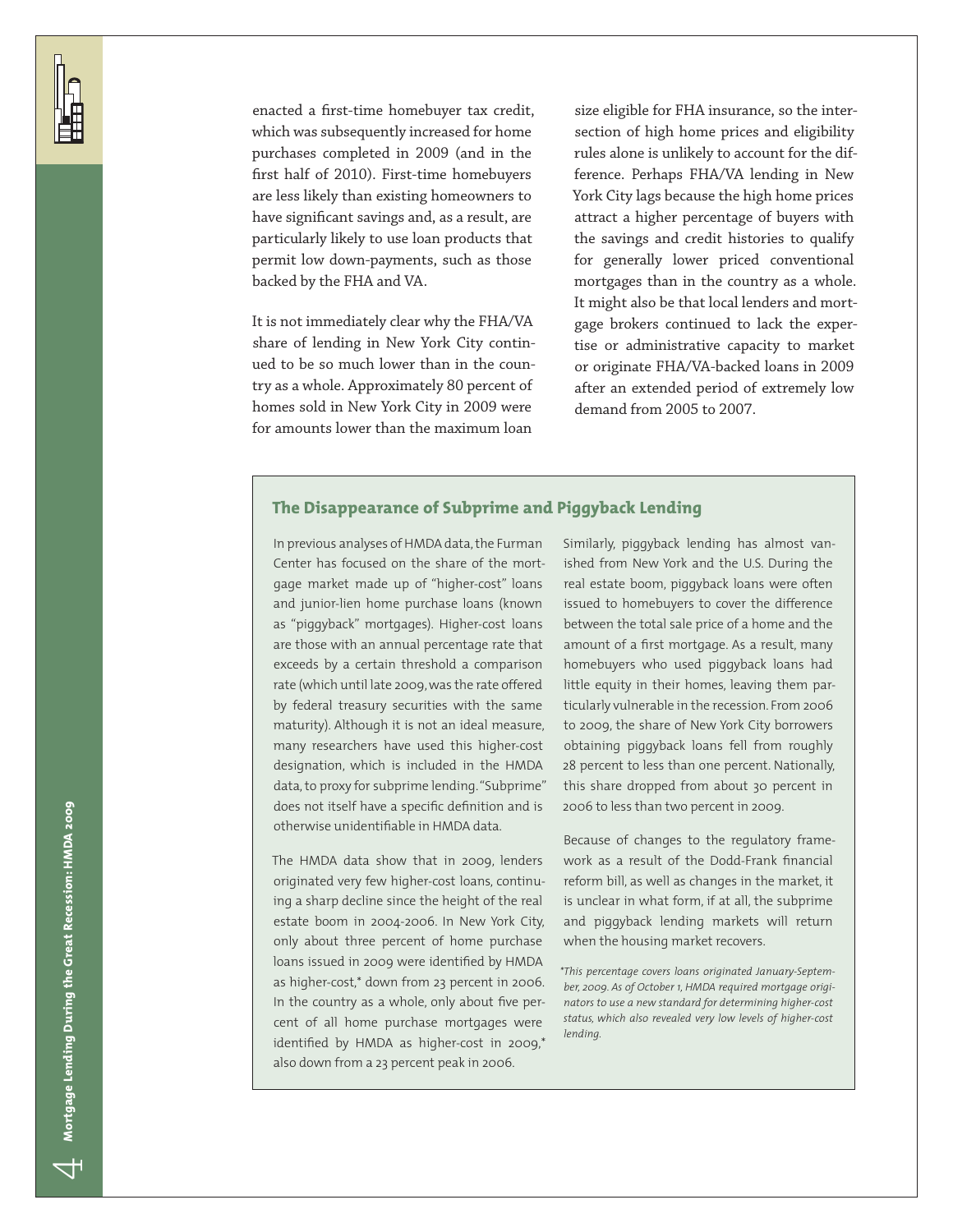enacted a first-time homebuyer tax credit, which was subsequently increased for home purchases completed in 2009 (and in the first half of 2010). First-time homebuyers are less likely than existing homeowners to have significant savings and, as a result, are particularly likely to use loan products that permit low down-payments, such as those backed by the FHA and VA.

It is not immediately clear why the FHA/VA share of lending in New York City continued to be so much lower than in the country as a whole. Approximately 80 percent of homes sold in New York City in 2009 were for amounts lower than the maximum loan size eligible for FHA insurance, so the intersection of high home prices and eligibility rules alone is unlikely to account for the difference. Perhaps FHA/VA lending in New York City lags because the high home prices attract a higher percentage of buyers with the savings and credit histories to qualify for generally lower priced conventional mortgages than in the country as a whole. It might also be that local lenders and mortgage brokers continued to lack the expertise or administrative capacity to market or originate FHA/VA-backed loans in 2009 after an extended period of extremely low demand from 2005 to 2007.

### The Disappearance of Subprime and Piggyback Lending

In previous analyses of HMDA data, the Furman Center has focused on the share of the mortgage market made up of "higher-cost" loans and junior-lien home purchase loans (known as "piggyback" mortgages). Higher-cost loans are those with an annual percentage rate that exceeds by a certain threshold a comparison rate (which until late 2009, was the rate offered by federal treasury securities with the same maturity). Although it is not an ideal measure, many researchers have used this higher-cost designation, which is included in the HMDA data, to proxy for subprime lending. "Subprime" does not itself have a specific definition and is otherwise unidentifiable in HMDA data.

The HMDA data show that in 2009, lenders originated very few higher-cost loans, continuing a sharp decline since the height of the real estate boom in 2004-2006. In New York City, only about three percent of home purchase loans issued in 2009 were identified by HMDA as higher-cost,* down from 23 percent in 2006. In the country as a whole, only about five percent of all home purchase mortgages were identified by HMDA as higher-cost in 2009,* also down from a 23 percent peak in 2006.

Similarly, piggyback lending has almost vanished from New York and the U.S. During the real estate boom, piggyback loans were often issued to homebuyers to cover the difference between the total sale price of a home and the amount of a first mortgage. As a result, many homebuyers who used piggyback loans had little equity in their homes, leaving them particularly vulnerable in the recession. From 2006 to 2009, the share of New York City borrowers obtaining piggyback loans fell from roughly 28 percent to less than one percent. Nationally, this share dropped from about 30 percent in 2006 to less than two percent in 2009.

Because of changes to the regulatory framework as a result of the Dodd-Frank financial reform bill, as well as changes in the market, it is unclear in what form, if at all, the subprime and piggyback lending markets will return when the housing market recovers.

*\*This percentage covers loans originated January-September, 2009. As of October 1, HMDA required mortgage originators to use a new standard for determining higher-cost status, which also revealed very low levels of higher-cost lending.*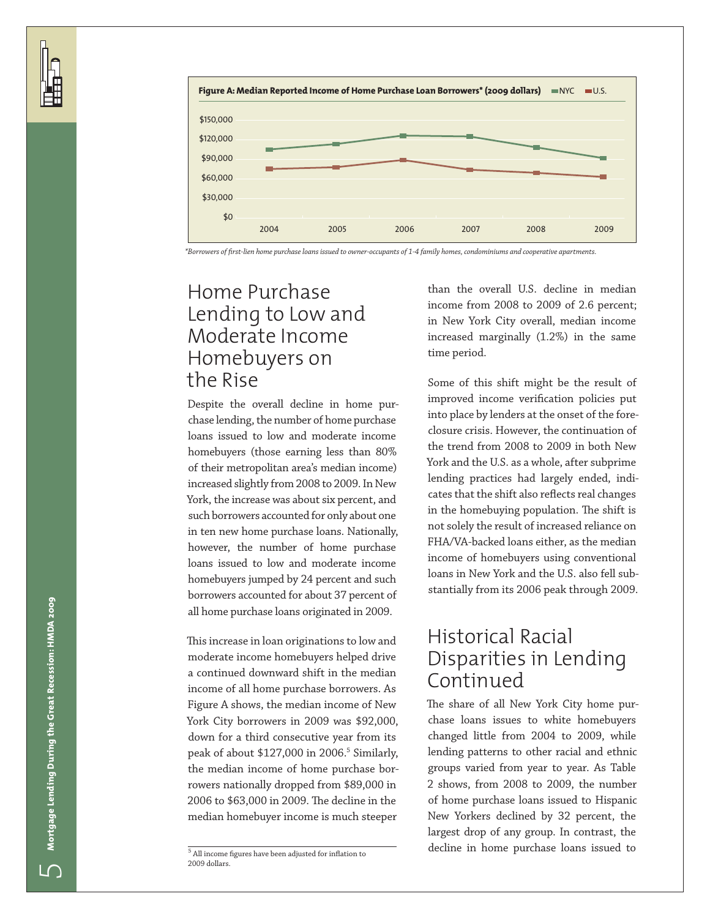**Figure A: Median Reported Income of Home Purchase Loan Borrowers* (2009 dollars)**

*Borrowers of first-lien home purchase loans issued to owner-occupants of 1-4 family homes, condominiums and cooperative apartments.

## Home Purchase Lending to Low and Moderate Income Homebuyers on the Rise

Despite the overall decline in home purchase lending, the number of home purchase loans issued to low and moderate income homebuyers (those earning less than 80% of their metropolitan area's median income) increased slightly from 2008 to 2009. In New York, the increase was about six percent, and such borrowers accounted for only about one in ten new home purchase loans. Nationally, however, the number of home purchase loans issued to low and moderate income homebuyers jumped by 24 percent and such borrowers accounted for about 37 percent of all home purchase loans originated in 2009.

This increase in loan originations to low and moderate income homebuyers helped drive a continued downward shift in the median income of all home purchase borrowers. As Figure A shows, the median income of New York City borrowers in 2009 was $92,000, down for a third consecutive year from its peak of about $127,000 in 2006.[5] Similarly, the median income of home purchase borrowers nationally dropped from $89,000 in 2006 to $63,000 in 2009. The decline in the median homebuyer income is much steeper than the overall U.S. decline in median income from 2008 to 2009 of 2.6 percent; in New York City overall, median income increased marginally (1.2%) in the same time period.

Some of this shift might be the result of improved income verification policies put into place by lenders at the onset of the foreclosure crisis. However, the continuation of the trend from 2008 to 2009 in both New York and the U.S. as a whole, after subprime lending practices had largely ended, indicates that the shift also reflects real changes in the homebuying population. The shift is not solely the result of increased reliance on FHA/VA-backed loans either, as the median income of homebuyers using conventional loans in New York and the U.S. also fell substantially from its 2006 peak through 2009.

## Historical Racial Disparities in Lending Continued

The share of all New York City home purchase loans issues to white homebuyers changed little from 2004 to 2009, while lending patterns to other racial and ethnic groups varied from year to year. As Table 2 shows, from 2008 to 2009, the number of home purchase loans issued to Hispanic New Yorkers declined by 32 percent, the largest drop of any group. In contrast, the decline in home purchase loans issued to

[5] All income figures have been adjusted for inflation to 2009 dollars.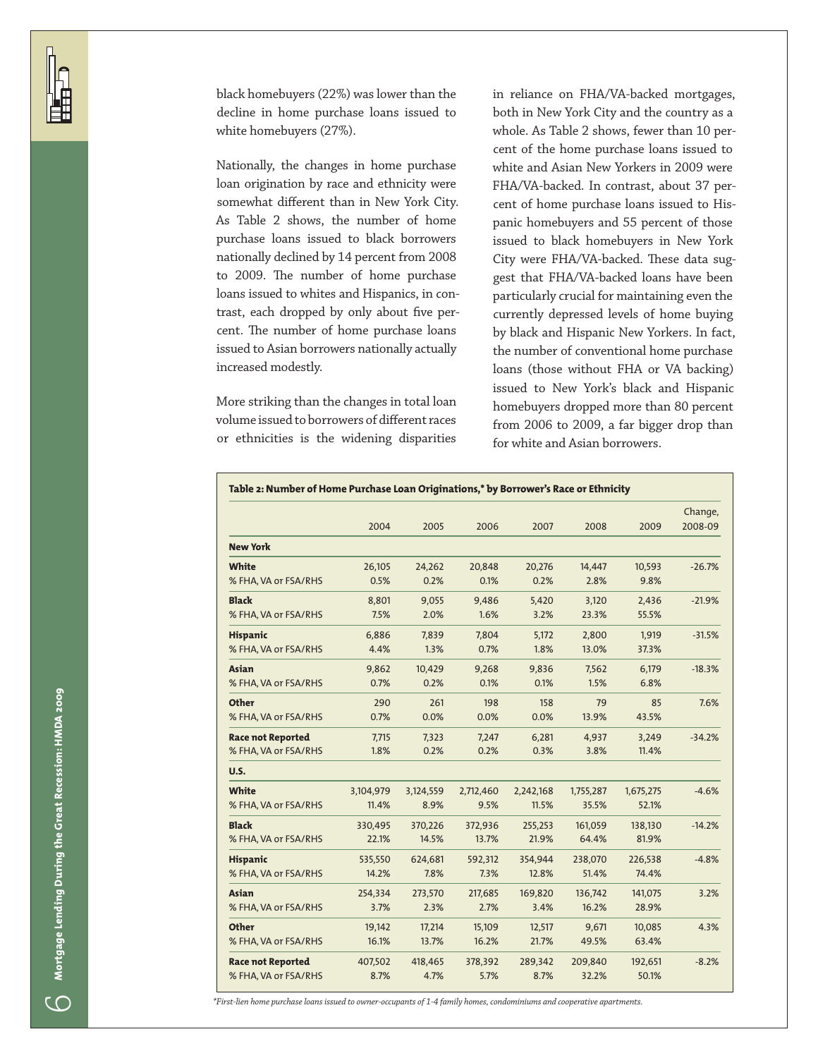black homebuyers (22%) was lower than the decline in home purchase loans issued to white homebuyers (27%).

Nationally, the changes in home purchase loan origination by race and ethnicity were somewhat different than in New York City. As Table 2 shows, the number of home purchase loans issued to black borrowers nationally declined by 14 percent from 2008 to 2009. The number of home purchase loans issued to whites and Hispanics, in contrast, each dropped by only about five percent. The number of home purchase loans issued to Asian borrowers nationally actually increased modestly.

More striking than the changes in total loan volume issued to borrowers of different races or ethnicities is the widening disparities in reliance on FHA/VA-backed mortgages, both in New York City and the country as a whole. As Table 2 shows, fewer than 10 percent of the home purchase loans issued to white and Asian New Yorkers in 2009 were FHA/VA-backed. In contrast, about 37 percent of home purchase loans issued to Hispanic homebuyers and 55 percent of those issued to black homebuyers in New York City were FHA/VA-backed. These data suggest that FHA/VA-backed loans have been particularly crucial for maintaining even the currently depressed levels of home buying by black and Hispanic New Yorkers. In fact, the number of conventional home purchase loans (those without FHA or VA backing) issued to New York's black and Hispanic homebuyers dropped more than 80 percent from 2006 to 2009, a far bigger drop than for white and Asian borrowers.

**Table 2: Number of Home Purchase Loan Originations,* by Borrower's Race or Ethnicity**

| | 2004 | 2005 | 2006 | 2007 | 2008 | 2009 | Change, 2008-09 |
|---|---|---|---|---|---|---|---|
| **New York** | | | | | | | |
| **White** | 26,105 | 24,262 | 20,848 | 20,276 | 14,447 | 10,593 | -26.7% |
| % FHA, VA or FSA/RHS | 0.5% | 0.2% | 0.1% | 0.2% | 2.8% | 9.8% | |
| **Black** | 8,801 | 9,055 | 9,486 | 5,420 | 3,120 | 2,436 | -21.9% |
| % FHA, VA or FSA/RHS | 7.5% | 2.0% | 1.6% | 3.2% | 23.3% | 55.5% | |
| **Hispanic** | 6,886 | 7,839 | 7,804 | 5,172 | 2,800 | 1,919 | -31.5% |
| % FHA, VA or FSA/RHS | 4.4% | 1.3% | 0.7% | 1.8% | 13.0% | 37.3% | |
| **Asian** | 9,862 | 10,429 | 9,268 | 9,836 | 7,562 | 6,179 | -18.3% |
| % FHA, VA or FSA/RHS | 0.7% | 0.2% | 0.1% | 0.1% | 1.5% | 6.8% | |
| **Other** | 290 | 261 | 198 | 158 | 79 | 85 | 7.6% |
| % FHA, VA or FSA/RHS | 0.7% | 0.0% | 0.0% | 0.0% | 13.9% | 43.5% | |
| **Race not Reported** | 7,715 | 7,323 | 7,247 | 6,281 | 4,937 | 3,249 | -34.2% |
| % FHA, VA or FSA/RHS | 1.8% | 0.2% | 0.2% | 0.3% | 3.8% | 11.4% | |
| **U.S.** | | | | | | | |
| **White** | 3,104,979 | 3,124,559 | 2,712,460 | 2,242,168 | 1,755,287 | 1,675,275 | -4.6% |
| % FHA, VA or FSA/RHS | 11.4% | 8.9% | 9.5% | 11.5% | 35.5% | 52.1% | |
| **Black** | 330,495 | 370,226 | 372,936 | 255,253 | 161,059 | 138,130 | -14.2% |
| % FHA, VA or FSA/RHS | 22.1% | 14.5% | 13.7% | 21.9% | 64.4% | 81.9% | |
| **Hispanic** | 535,550 | 624,681 | 592,312 | 354,944 | 238,070 | 226,538 | -4.8% |
| % FHA, VA or FSA/RHS | 14.2% | 7.8% | 7.3% | 12.8% | 51.4% | 74.4% | |
| **Asian** | 254,334 | 273,570 | 217,685 | 169,820 | 136,742 | 141,075 | 3.2% |
| % FHA, VA or FSA/RHS | 3.7% | 2.3% | 2.7% | 3.4% | 16.2% | 28.9% | |
| **Other** | 19,142 | 17,214 | 15,109 | 12,517 | 9,671 | 10,085 | 4.3% |
| % FHA, VA or FSA/RHS | 16.1% | 13.7% | 16.2% | 21.7% | 49.5% | 63.4% | |
| **Race not Reported** | 407,502 | 418,465 | 378,392 | 289,342 | 209,840 | 192,651 | -8.2% |
| % FHA, VA or FSA/RHS | 8.7% | 4.7% | 5.7% | 8.7% | 32.2% | 50.1% | |

*\*First-lien home purchase loans issued to owner-occupants of 1-4 family homes, condominiums and cooperative apartments.*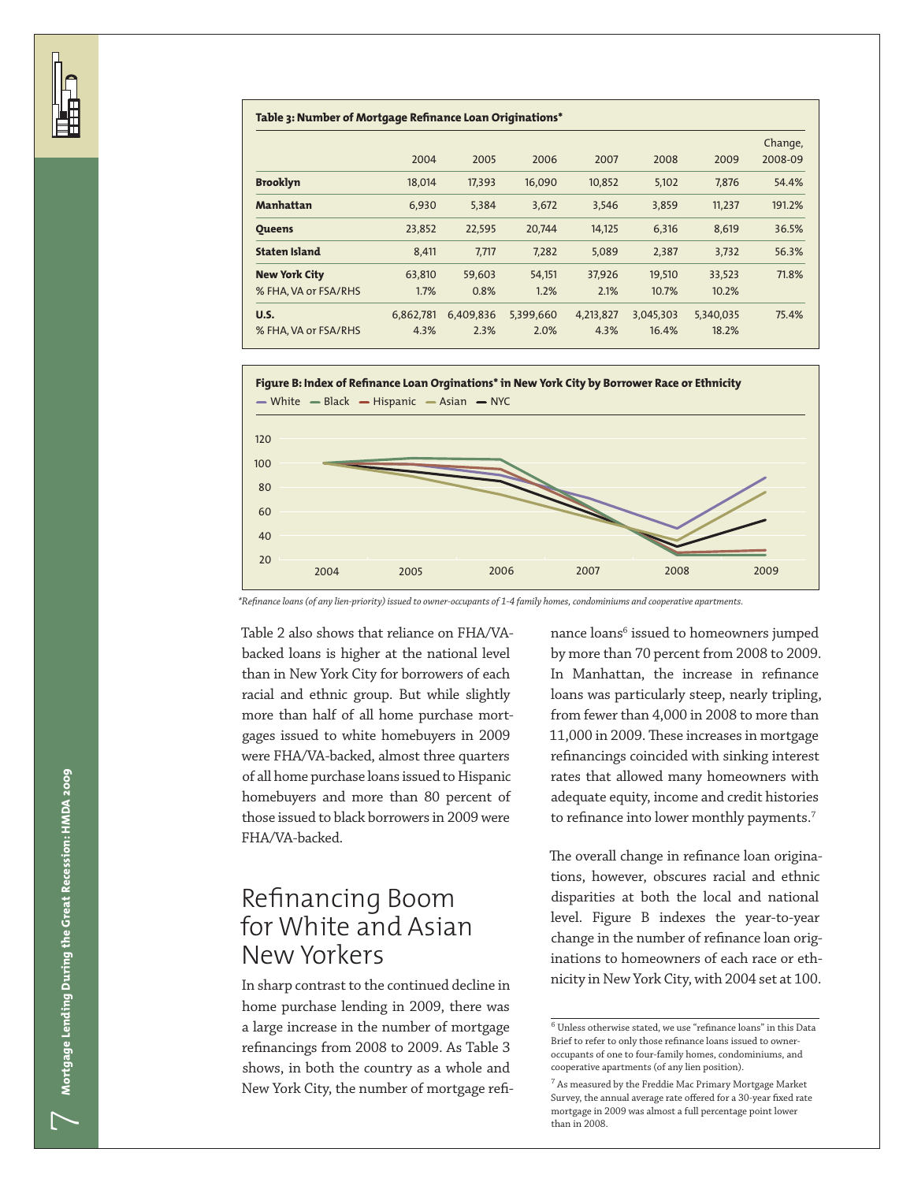**Table 3: Number of Mortgage Refinance Loan Originations***

| | 2004 | 2005 | 2006 | 2007 | 2008 | 2009 | Change, 2008-09 |
|---|---|---|---|---|---|---|---|
| **Brooklyn** | 18,014 | 17,393 | 16,090 | 10,852 | 5,102 | 7,876 | 54.4% |
| **Manhattan** | 6,930 | 5,384 | 3,672 | 3,546 | 3,859 | 11,237 | 191.2% |
| **Queens** | 23,852 | 22,595 | 20,744 | 14,125 | 6,316 | 8,619 | 36.5% |
| **Staten Island** | 8,411 | 7,717 | 7,282 | 5,089 | 2,387 | 3,732 | 56.3% |
| **New York City** | 63,810 | 59,603 | 54,151 | 37,926 | 19,510 | 33,523 | 71.8% |
| % FHA, VA or FSA/RHS | 1.7% | 0.8% | 1.2% | 2.1% | 10.7% | 10.2% | |
| **U.S.** | 6,862,781 | 6,409,836 | 5,399,660 | 4,213,827 | 3,045,303 | 5,340,035 | 75.4% |
| % FHA, VA or FSA/RHS | 4.3% | 2.3% | 2.0% | 4.3% | 16.4% | 18.2% | |

**Figure B: Index of Refinance Loan Orginations* in New York City by Borrower Race or Ethnicity**

White — Black — Hispanic — Asian — NYC

*Refinance loans (of any lien-priority) issued to owner-occupants of 1-4 family homes, condominiums and cooperative apartments.*

Table 2 also shows that reliance on FHA/VA-backed loans is higher at the national level than in New York City for borrowers of each racial and ethnic group. But while slightly more than half of all home purchase mortgages issued to white homebuyers in 2009 were FHA/VA-backed, almost three quarters of all home purchase loans issued to Hispanic homebuyers and more than 80 percent of those issued to black borrowers in 2009 were FHA/VA-backed.

## Refinancing Boom for White and Asian New Yorkers

In sharp contrast to the continued decline in home purchase lending in 2009, there was a large increase in the number of mortgage refinancings from 2008 to 2009. As Table 3 shows, in both the country as a whole and New York City, the number of mortgage refinance loans[6] issued to homeowners jumped by more than 70 percent from 2008 to 2009. In Manhattan, the increase in refinance loans was particularly steep, nearly tripling, from fewer than 4,000 in 2008 to more than 11,000 in 2009. These increases in mortgage refinancings coincided with sinking interest rates that allowed many homeowners with adequate equity, income and credit histories to refinance into lower monthly payments.[7]

The overall change in refinance loan originations, however, obscures racial and ethnic disparities at both the local and national level. Figure B indexes the year-to-year change in the number of refinance loan originations to homeowners of each race or ethnicity in New York City, with 2004 set at 100.

[6] Unless otherwise stated, we use "refinance loans" in this Data Brief to refer to only those refinance loans issued to owner-occupants of one to four-family homes, condominiums, and cooperative apartments (of any lien position).

[7] As measured by the Freddie Mac Primary Mortgage Market Survey, the annual average rate offered for a 30-year fixed rate mortgage in 2009 was almost a full percentage point lower than in 2008.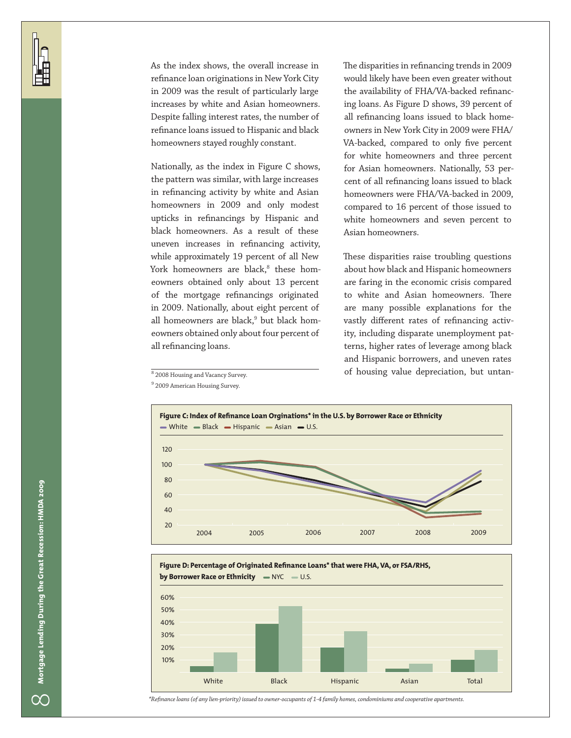As the index shows, the overall increase in refinance loan originations in New York City in 2009 was the result of particularly large increases by white and Asian homeowners. Despite falling interest rates, the number of refinance loans issued to Hispanic and black homeowners stayed roughly constant.

Nationally, as the index in Figure C shows, the pattern was similar, with large increases in refinancing activity by white and Asian homeowners in 2009 and only modest upticks in refinancings by Hispanic and black homeowners. As a result of these uneven increases in refinancing activity, while approximately 19 percent of all New York homeowners are black,[8] these homeowners obtained only about 13 percent of the mortgage refinancings originated in 2009. Nationally, about eight percent of all homeowners are black,[9] but black homeowners obtained only about four percent of all refinancing loans.

The disparities in refinancing trends in 2009 would likely have been even greater without the availability of FHA/VA-backed refinancing loans. As Figure D shows, 39 percent of all refinancing loans issued to black homeowners in New York City in 2009 were FHA/VA-backed, compared to only five percent for white homeowners and three percent for Asian homeowners. Nationally, 53 percent of all refinancing loans issued to black homeowners were FHA/VA-backed in 2009, compared to 16 percent of those issued to white homeowners and seven percent to Asian homeowners.

These disparities raise troubling questions about how black and Hispanic homeowners are faring in the economic crisis compared to white and Asian homeowners. There are many possible explanations for the vastly different rates of refinancing activity, including disparate unemployment patterns, higher rates of leverage among black and Hispanic borrowers, and uneven rates of housing value depreciation, but untan-

[8] 2008 Housing and Vacancy Survey.

[9] 2009 American Housing Survey.

**Figure C: Index of Refinance Loan Orginations* in the U.S. by Borrower Race or Ethnicity**

**Figure D: Percentage of Originated Refinance Loans* that were FHA, VA, or FSA/RHS, by Borrower Race or Ethnicity**

*Refinance loans (of any lien-priority) issued to owner-occupants of 1-4 family homes, condominiums and cooperative apartments.*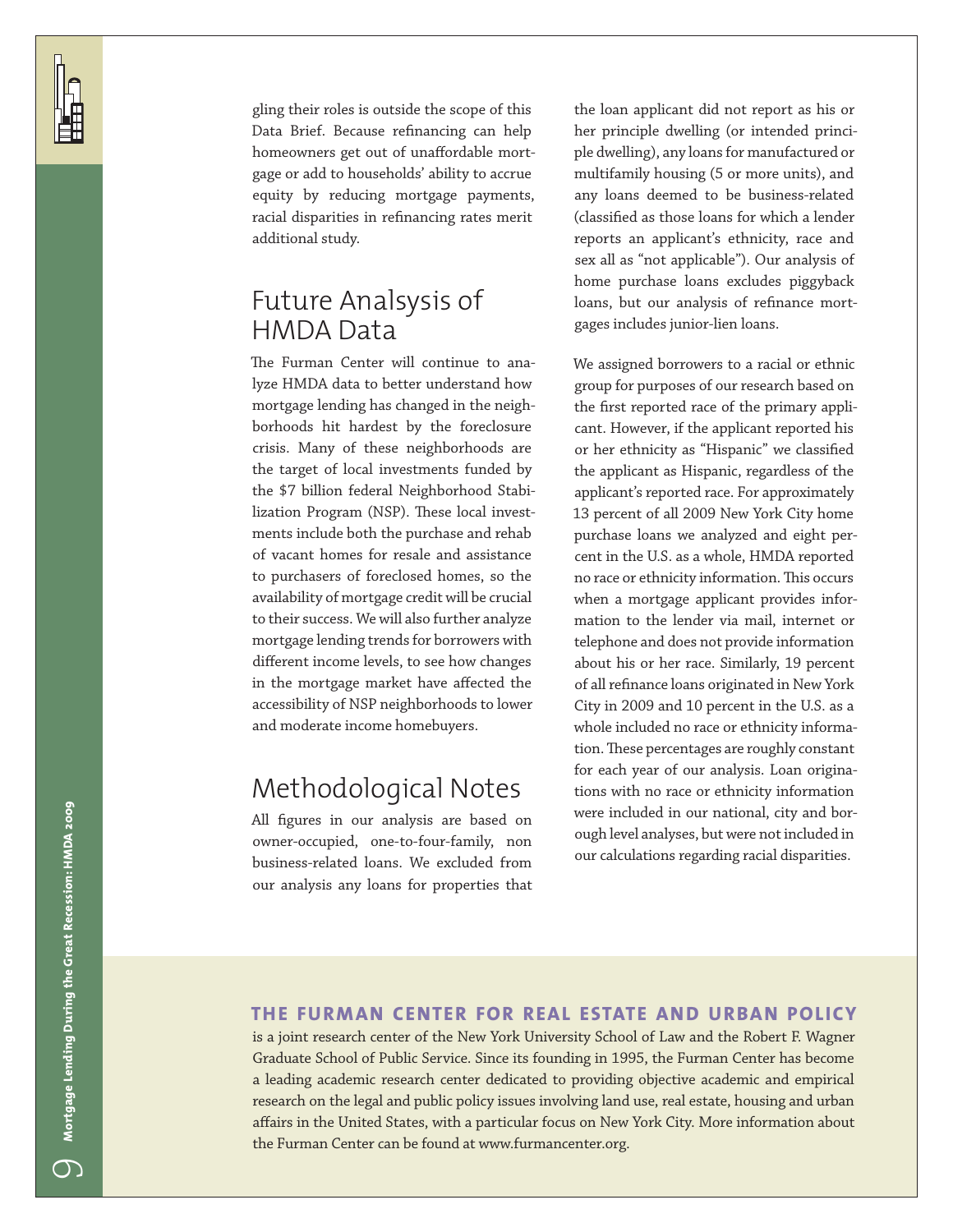gling their roles is outside the scope of this Data Brief. Because refinancing can help homeowners get out of unaffordable mortgage or add to households' ability to accrue equity by reducing mortgage payments, racial disparities in refinancing rates merit additional study.

## Future Analsysis of HMDA Data

The Furman Center will continue to analyze HMDA data to better understand how mortgage lending has changed in the neighborhoods hit hardest by the foreclosure crisis. Many of these neighborhoods are the target of local investments funded by the $7 billion federal Neighborhood Stabilization Program (NSP). These local investments include both the purchase and rehab of vacant homes for resale and assistance to purchasers of foreclosed homes, so the availability of mortgage credit will be crucial to their success. We will also further analyze mortgage lending trends for borrowers with different income levels, to see how changes in the mortgage market have affected the accessibility of NSP neighborhoods to lower and moderate income homebuyers.

## Methodological Notes

All figures in our analysis are based on owner-occupied, one-to-four-family, non business-related loans. We excluded from our analysis any loans for properties that the loan applicant did not report as his or her principle dwelling (or intended principle dwelling), any loans for manufactured or multifamily housing (5 or more units), and any loans deemed to be business-related (classified as those loans for which a lender reports an applicant's ethnicity, race and sex all as "not applicable"). Our analysis of home purchase loans excludes piggyback loans, but our analysis of refinance mortgages includes junior-lien loans.

We assigned borrowers to a racial or ethnic group for purposes of our research based on the first reported race of the primary applicant. However, if the applicant reported his or her ethnicity as "Hispanic" we classified the applicant as Hispanic, regardless of the applicant's reported race. For approximately 13 percent of all 2009 New York City home purchase loans we analyzed and eight percent in the U.S. as a whole, HMDA reported no race or ethnicity information. This occurs when a mortgage applicant provides information to the lender via mail, internet or telephone and does not provide information about his or her race. Similarly, 19 percent of all refinance loans originated in New York City in 2009 and 10 percent in the U.S. as a whole included no race or ethnicity information. These percentages are roughly constant for each year of our analysis. Loan originations with no race or ethnicity information were included in our national, city and borough level analyses, but were not included in our calculations regarding racial disparities.

**THE FURMAN CENTER FOR REAL ESTATE AND URBAN POLICY** is a joint research center of the New York University School of Law and the Robert F. Wagner Graduate School of Public Service. Since its founding in 1995, the Furman Center has become a leading academic research center dedicated to providing objective academic and empirical research on the legal and public policy issues involving land use, real estate, housing and urban affairs in the United States, with a particular focus on New York City. More information about the Furman Center can be found at www.furmancenter.org.